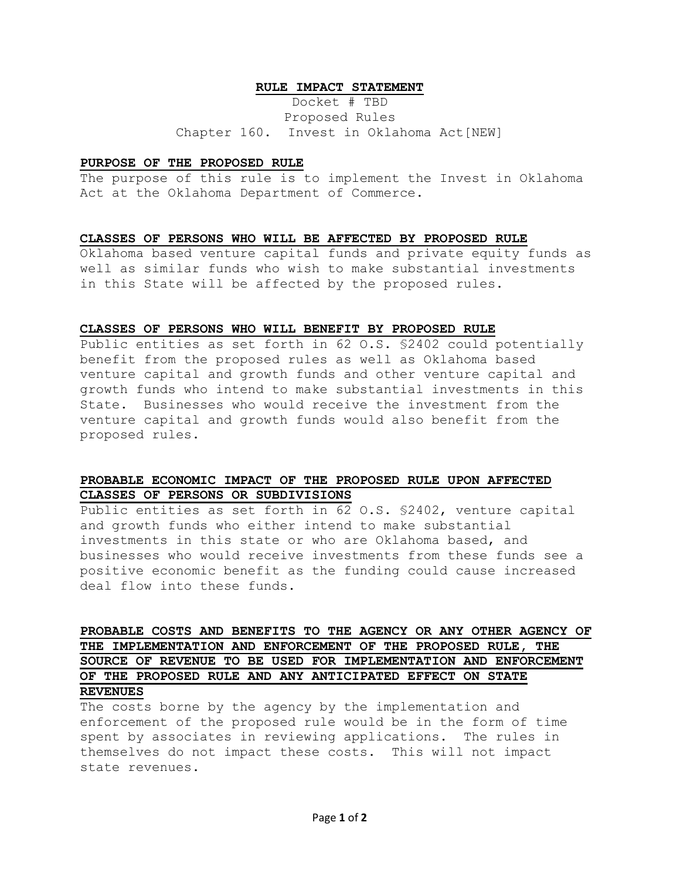# RULE IMPACT STATEMENT

Docket # TBD

Proposed Rules

Chapter 160. Invest in Oklahoma Act[NEW]

## PURPOSE OF THE PROPOSED RULE

The purpose of this rule is to implement the Invest in Oklahoma Act at the Oklahoma Department of Commerce.

## CLASSES OF PERSONS WHO WILL BE AFFECTED BY PROPOSED RULE

Oklahoma based venture capital funds and private equity funds as well as similar funds who wish to make substantial investments in this State will be affected by the proposed rules.

## CLASSES OF PERSONS WHO WILL BENEFIT BY PROPOSED RULE

Public entities as set forth in 62 O.S. §2402 could potentially benefit from the proposed rules as well as Oklahoma based venture capital and growth funds and other venture capital and growth funds who intend to make substantial investments in this State. Businesses who would receive the investment from the venture capital and growth funds would also benefit from the proposed rules.

## PROBABLE ECONOMIC IMPACT OF THE PROPOSED RULE UPON AFFECTED CLASSES OF PERSONS OR SUBDIVISIONS

Public entities as set forth in 62 O.S. §2402, venture capital and growth funds who either intend to make substantial investments in this state or who are Oklahoma based, and businesses who would receive investments from these funds see a positive economic benefit as the funding could cause increased deal flow into these funds.

## PROBABLE COSTS AND BENEFITS TO THE AGENCY OR ANY OTHER AGENCY OF THE IMPLEMENTATION AND ENFORCEMENT OF THE PROPOSED RULE, THE SOURCE OF REVENUE TO BE USED FOR IMPLEMENTATION AND ENFORCEMENT OF THE PROPOSED RULE AND ANY ANTICIPATED EFFECT ON STATE REVENUES

The costs borne by the agency by the implementation and enforcement of the proposed rule would be in the form of time spent by associates in reviewing applications. The rules in themselves do not impact these costs. This will not impact state revenues.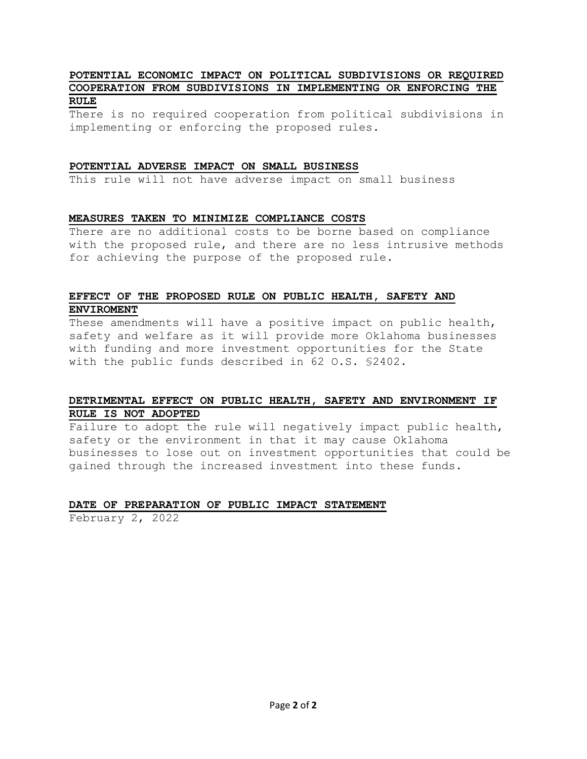**POTENTIAL ECONOMIC IMPACT ON POLITICAL SUBDIVISIONS OR REQUIRED COOPERATION FROM SUBDIVISIONS IN IMPLEMENTING OR ENFORCING THE RULE**

There is no required cooperation from political subdivisions in implementing or enforcing the proposed rules.

**POTENTIAL ADVERSE IMPACT ON SMALL BUSINESS**

This rule will not have adverse impact on small business

**MEASURES TAKEN TO MINIMIZE COMPLIANCE COSTS**

There are no additional costs to be borne based on compliance with the proposed rule, and there are no less intrusive methods for achieving the purpose of the proposed rule.

**EFFECT OF THE PROPOSED RULE ON PUBLIC HEALTH, SAFETY AND ENVIROMENT**

These amendments will have a positive impact on public health, safety and welfare as it will provide more Oklahoma businesses with funding and more investment opportunities for the State with the public funds described in 62 O.S. §2402.

**DETRIMENTAL EFFECT ON PUBLIC HEALTH, SAFETY AND ENVIRONMENT IF RULE IS NOT ADOPTED**

Failure to adopt the rule will negatively impact public health, safety or the environment in that it may cause Oklahoma businesses to lose out on investment opportunities that could be gained through the increased investment into these funds.

**DATE OF PREPARATION OF PUBLIC IMPACT STATEMENT**

February 2, 2022